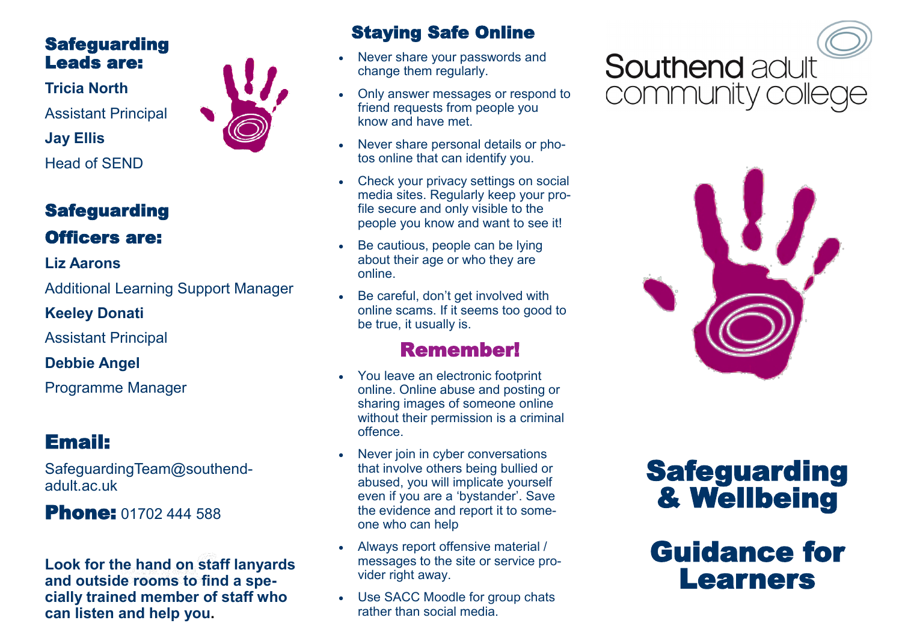## Safeguarding Leads are:

**Tricia North**

Assistant Principal

**Jay Ellis**

Head of SEND

## Safeguarding Officers are:

**Liz Aarons**

Additional Learning Support Manager

**Keeley Donati**

Assistant Principal

**Debbie Angel**

Programme Manager

## Email:

SafeguardingTeam@southend-adult.ac.uk

**Phone:** 01702 444 588

**Look for the hand on staff lanyards and outside rooms to find a specially trained member of staff who can listen and help you.**

## Staying Safe Online

- Never share your passwords and change them regularly.
- Only answer messages or respond to friend requests from people you know and have met.
- Never share personal details or photos online that can identify you.
- Check your privacy settings on social media sites. Regularly keep your profile secure and only visible to the people you know and want to see it!
- Be cautious, people can be lying about their age or who they are online.
- Be careful, don't get involved with online scams. If it seems too good to be true, it usually is.

## Remember!

- You leave an electronic footprint online. Online abuse and posting or sharing images of someone online without their permission is a criminal offence.
- Never join in cyber conversations that involve others being bullied or abused, you will implicate yourself even if you are a 'bystander'. Save the evidence and report it to someone who can help
- Always report offensive material / messages to the site or service provider right away.
- Use SACC Moodle for group chats rather than social media.

Southend adult community college

# Safeguarding & Wellbeing

# Guidance for Learners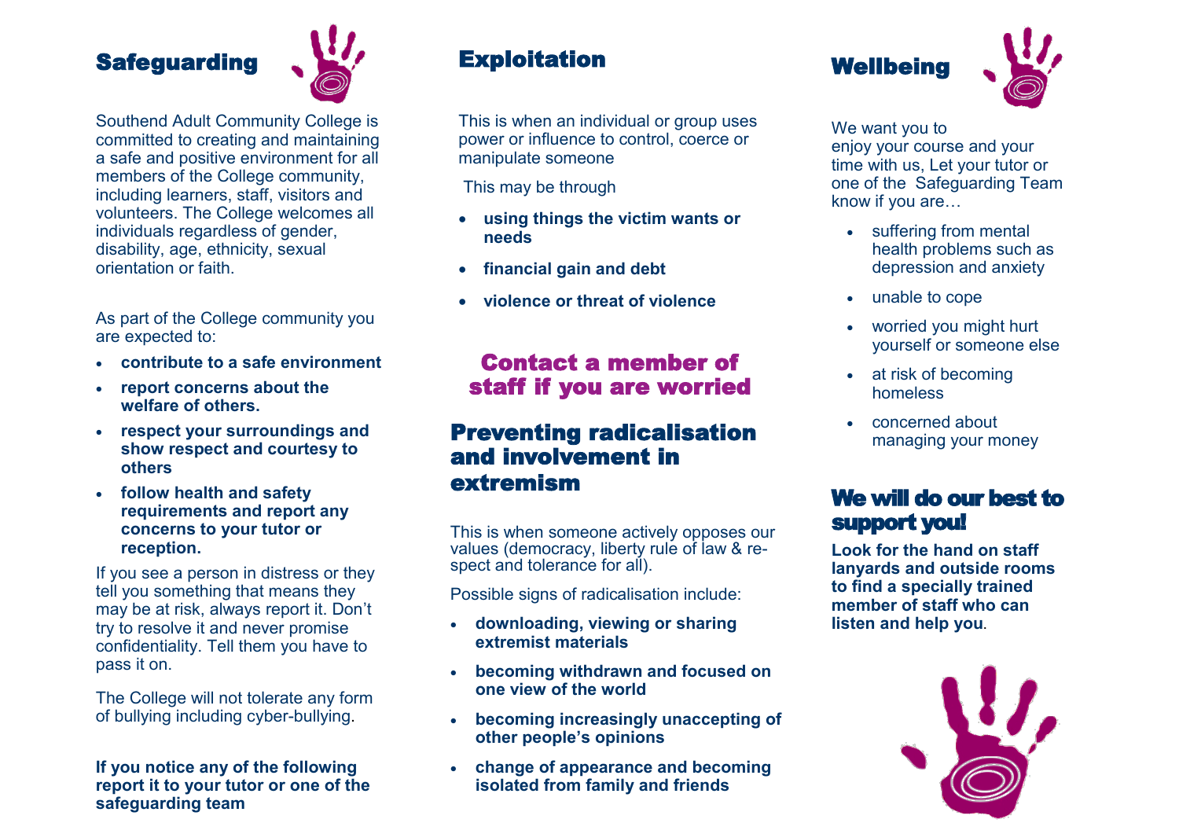## Safeguarding

Southend Adult Community College is committed to creating and maintaining a safe and positive environment for all members of the College community, including learners, staff, visitors and volunteers. The College welcomes all individuals regardless of gender, disability, age, ethnicity, sexual orientation or faith.

As part of the College community you are expected to:

- **contribute to a safe environment**
- **report concerns about the welfare of others.**
- **respect your surroundings and show respect and courtesy to others**
- **follow health and safety requirements and report any concerns to your tutor or reception.**

If you see a person in distress or they tell you something that means they may be at risk, always report it. Don't try to resolve it and never promise confidentiality. Tell them you have to pass it on.

The College will not tolerate any form of bullying including cyber-bullying.

**If you notice any of the following report it to your tutor or one of the safeguarding team**

## Exploitation

This is when an individual or group uses power or influence to control, coerce or manipulate someone

This may be through

- **using things the victim wants or needs**
- **financial gain and debt**
- **violence or threat of violence**

## Contact a member of staff if you are worried

## Preventing radicalisation and involvement in extremism

This is when someone actively opposes our values (democracy, liberty rule of law & respect and tolerance for all).

Possible signs of radicalisation include:

- **downloading, viewing or sharing extremist materials**
- **becoming withdrawn and focused on one view of the world**
- **becoming increasingly unaccepting of other people's opinions**
- **change of appearance and becoming isolated from family and friends**

## Wellbeing

We want you to enjoy your course and your time with us, Let your tutor or one of the Safeguarding Team know if you are…

- suffering from mental health problems such as depression and anxiety
- unable to cope
- worried you might hurt yourself or someone else
- at risk of becoming homeless
- concerned about managing your money

## We will do our best to support you!

**Look for the hand on staff lanyards and outside rooms to find a specially trained member of staff who can listen and help you**.